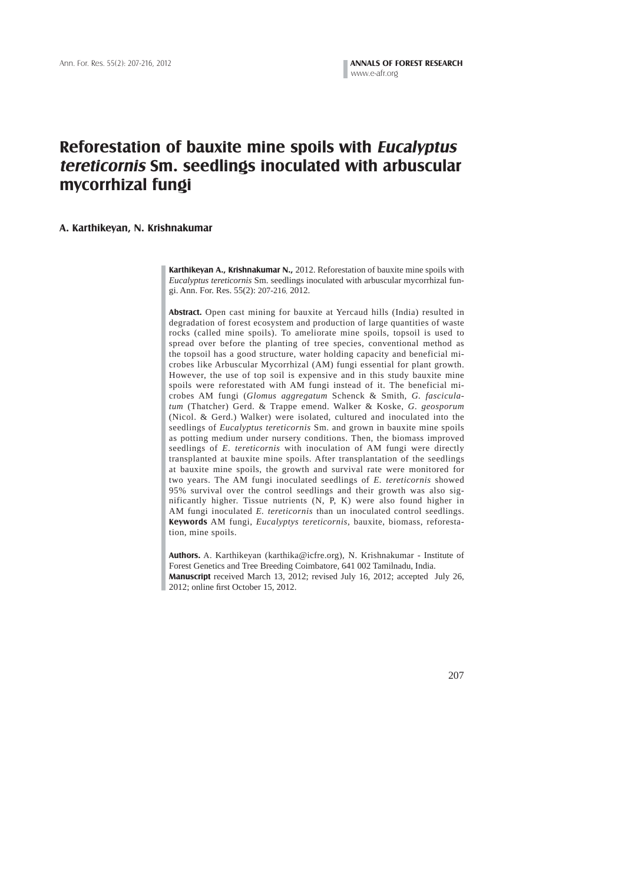# Reforestation of bauxite mine spoils with *Eucalyptus tereticornis* Sm. seedlings inoculated with arbuscular mycorrhizal fungi

**A. Karthikeyan, N. Krishnakumar**

**Karthikeyan A., Krishnakumar N.,** 2012. Reforestation of bauxite mine spoils with *Eucalyptus tereticornis* Sm. seedlings inoculated with arbuscular mycorrhizal fungi. Ann. For. Res. 55(2): 207-216, 2012.

**Abstract.** Open cast mining for bauxite at Yercaud hills (India) resulted in degradation of forest ecosystem and production of large quantities of waste rocks (called mine spoils). To ameliorate mine spoils, topsoil is used to spread over before the planting of tree species, conventional method as the topsoil has a good structure, water holding capacity and beneficial microbes like Arbuscular Mycorrhizal (AM) fungi essential for plant growth. However, the use of top soil is expensive and in this study bauxite mine spoils were reforestated with AM fungi instead of it. The beneficial microbes AM fungi (*Glomus aggregatum* Schenck & Smith, *G. fasciculatum* (Thatcher) Gerd. & Trappe emend. Walker & Koske, *G. geosporum* (Nicol. & Gerd.) Walker) were isolated, cultured and inoculated into the seedlings of *Eucalyptus tereticornis* Sm. and grown in bauxite mine spoils as potting medium under nursery conditions. Then, the biomass improved seedlings of *E. tereticornis* with inoculation of AM fungi were directly transplanted at bauxite mine spoils. After transplantation of the seedlings at bauxite mine spoils, the growth and survival rate were monitored for two years. The AM fungi inoculated seedlings of *E. tereticornis* showed 95% survival over the control seedlings and their growth was also significantly higher. Tissue nutrients (N, P, K) were also found higher in AM fungi inoculated *E. tereticornis* than un inoculated control seedlings.

**Keywords** AM fungi, *Eucalyptys tereticornis*, bauxite, biomass, reforestation, mine spoils.

**Authors.** A. Karthikeyan (karthika@icfre.org), N. Krishnakumar - Institute of Forest Genetics and Tree Breeding Coimbatore, 641 002 Tamilnadu, India.

**Manuscript** received March 13, 2012; revised July 16, 2012; accepted July 26, 2012; online first October 15, 2012.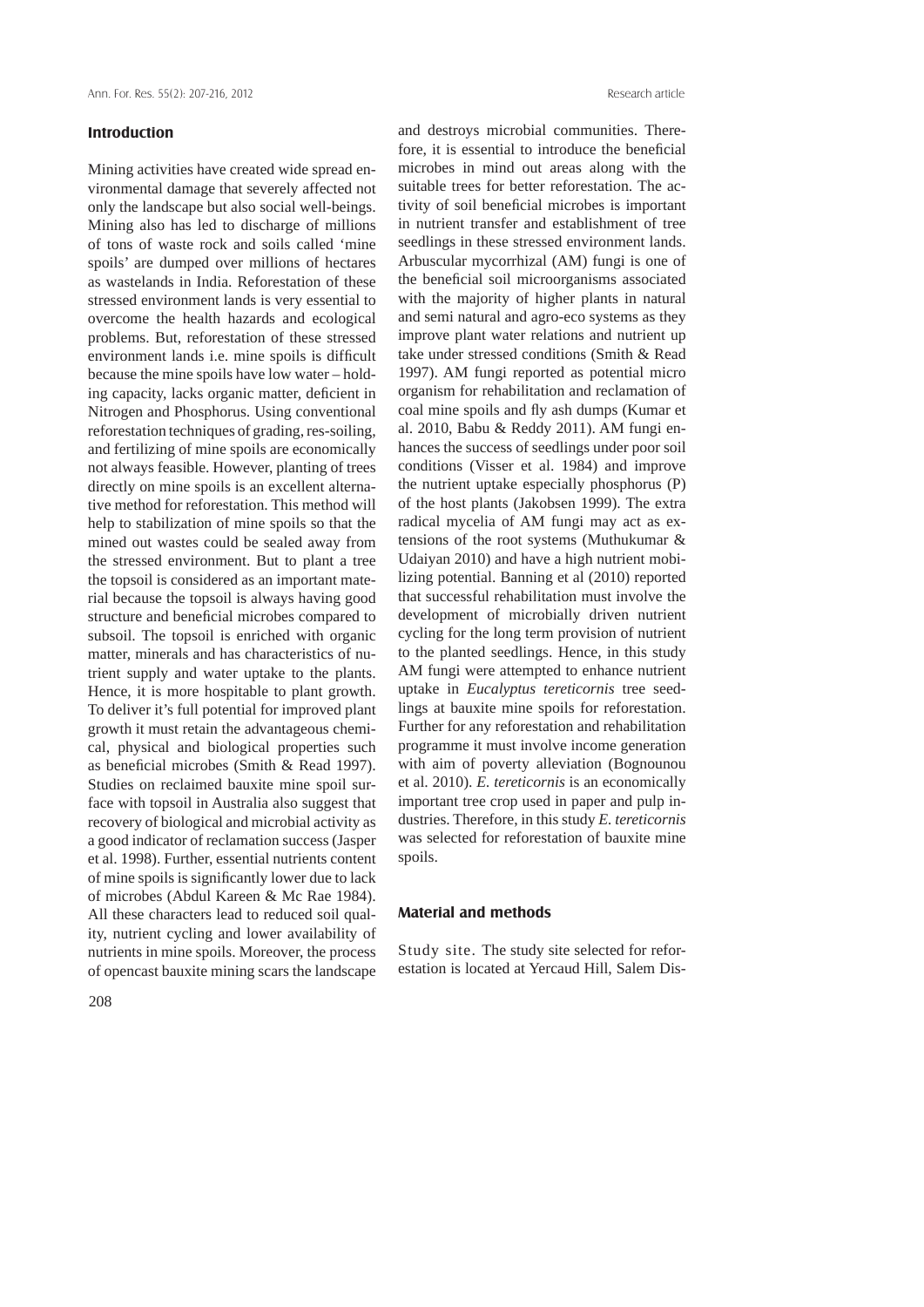## Introduction

Mining activities have created wide spread environmental damage that severely affected not only the landscape but also social well-beings. Mining also has led to discharge of millions of tons of waste rock and soils called 'mine spoils' are dumped over millions of hectares as wastelands in India. Reforestation of these stressed environment lands is very essential to overcome the health hazards and ecological problems. But, reforestation of these stressed environment lands i.e. mine spoils is difficult because the mine spoils have low water – holding capacity, lacks organic matter, deficient in Nitrogen and Phosphorus. Using conventional reforestation techniques of grading, res-soiling, and fertilizing of mine spoils are economically not always feasible. However, planting of trees directly on mine spoils is an excellent alternative method for reforestation. This method will help to stabilization of mine spoils so that the mined out wastes could be sealed away from the stressed environment. But to plant a tree the topsoil is considered as an important material because the topsoil is always having good structure and beneficial microbes compared to subsoil. The topsoil is enriched with organic matter, minerals and has characteristics of nutrient supply and water uptake to the plants. Hence, it is more hospitable to plant growth. To deliver it's full potential for improved plant growth it must retain the advantageous chemical, physical and biological properties such as beneficial microbes (Smith & Read 1997). Studies on reclaimed bauxite mine spoil surface with topsoil in Australia also suggest that recovery of biological and microbial activity as a good indicator of reclamation success (Jasper et al. 1998). Further, essential nutrients content of mine spoils is significantly lower due to lack of microbes (Abdul Kareen & Mc Rae 1984). All these characters lead to reduced soil quality, nutrient cycling and lower availability of nutrients in mine spoils. Moreover, the process of opencast bauxite mining scars the landscape and destroys microbial communities. Therefore, it is essential to introduce the beneficial microbes in mind out areas along with the suitable trees for better reforestation. The activity of soil beneficial microbes is important in nutrient transfer and establishment of tree seedlings in these stressed environment lands. Arbuscular mycorrhizal (AM) fungi is one of the beneficial soil microorganisms associated with the majority of higher plants in natural and semi natural and agro-eco systems as they improve plant water relations and nutrient up take under stressed conditions (Smith & Read 1997). AM fungi reported as potential micro organism for rehabilitation and reclamation of coal mine spoils and fly ash dumps (Kumar et al. 2010, Babu & Reddy 2011). AM fungi enhances the success of seedlings under poor soil conditions (Visser et al. 1984) and improve the nutrient uptake especially phosphorus (P) of the host plants (Jakobsen 1999). The extra radical mycelia of AM fungi may act as extensions of the root systems (Muthukumar & Udaiyan 2010) and have a high nutrient mobilizing potential. Banning et al (2010) reported that successful rehabilitation must involve the development of microbially driven nutrient cycling for the long term provision of nutrient to the planted seedlings. Hence, in this study AM fungi were attempted to enhance nutrient uptake in *Eucalyptus tereticornis* tree seedlings at bauxite mine spoils for reforestation. Further for any reforestation and rehabilitation programme it must involve income generation with aim of poverty alleviation (Bognounou et al. 2010). *E. tereticornis* is an economically important tree crop used in paper and pulp industries. Therefore, in this study *E. tereticornis* was selected for reforestation of bauxite mine spoils.

## Material and methods

Study site. The study site selected for reforestation is located at Yercaud Hill, Salem Dis-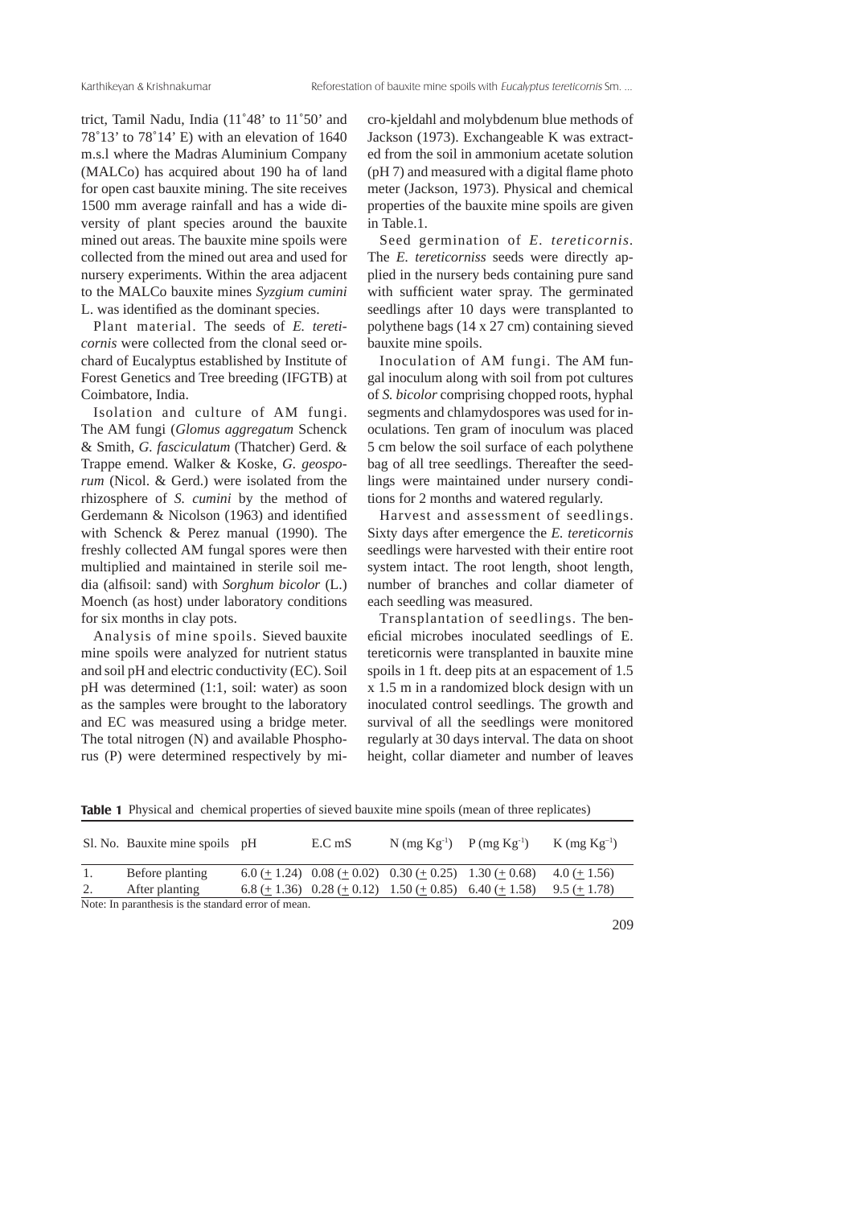trict, Tamil Nadu, India (11˚48' to 11˚50' and 78˚13' to 78˚14' E) with an elevation of 1640 m.s.l where the Madras Aluminium Company (MALCo) has acquired about 190 ha of land for open cast bauxite mining. The site receives 1500 mm average rainfall and has a wide diversity of plant species around the bauxite mined out areas. The bauxite mine spoils were collected from the mined out area and used for nursery experiments. Within the area adjacent to the MALCo bauxite mines *Syzgium cumini* L. was identified as the dominant species.

Plant material. The seeds of *E. tereticornis* were collected from the clonal seed orchard of Eucalyptus established by Institute of Forest Genetics and Tree breeding (IFGTB) at Coimbatore, India.

Isolation and culture of AM fungi. The AM fungi (*Glomus aggregatum* Schenck & Smith, *G. fasciculatum* (Thatcher) Gerd. & Trappe emend. Walker & Koske, *G. geosporum* (Nicol. & Gerd.) were isolated from the rhizosphere of *S. cumini* by the method of Gerdemann & Nicolson (1963) and identified with Schenck & Perez manual (1990). The freshly collected AM fungal spores were then multiplied and maintained in sterile soil media (alfisoil: sand) with *Sorghum bicolor* (L.) Moench (as host) under laboratory conditions for six months in clay pots.

Analysis of mine spoils. Sieved bauxite mine spoils were analyzed for nutrient status and soil pH and electric conductivity (EC). Soil pH was determined (1:1, soil: water) as soon as the samples were brought to the laboratory and EC was measured using a bridge meter. The total nitrogen (N) and available Phosphorus (P) were determined respectively by micro-kjeldahl and molybdenum blue methods of Jackson (1973). Exchangeable K was extracted from the soil in ammonium acetate solution (pH 7) and measured with a digital flame photo meter (Jackson, 1973). Physical and chemical properties of the bauxite mine spoils are given in Table.1.

Seed germination of *E. tereticornis*. The *E. tereticorniss* seeds were directly applied in the nursery beds containing pure sand with sufficient water spray. The germinated seedlings after 10 days were transplanted to polythene bags (14 x 27 cm) containing sieved bauxite mine spoils.

Inoculation of AM fungi. The AM fungal inoculum along with soil from pot cultures of *S. bicolor* comprising chopped roots, hyphal segments and chlamydospores was used for inoculations. Ten gram of inoculum was placed 5 cm below the soil surface of each polythene bag of all tree seedlings. Thereafter the seedlings were maintained under nursery conditions for 2 months and watered regularly.

Harvest and assessment of seedlings. Sixty days after emergence the *E. tereticornis* seedlings were harvested with their entire root system intact. The root length, shoot length, number of branches and collar diameter of each seedling was measured.

Transplantation of seedlings. The beneficial microbes inoculated seedlings of E. tereticornis were transplanted in bauxite mine spoils in 1 ft. deep pits at an espacement of 1.5 x 1.5 m in a randomized block design with un inoculated control seedlings. The growth and survival of all the seedlings were monitored regularly at 30 days interval. The data on shoot height, collar diameter and number of leaves

**Table 1** Physical and chemical properties of sieved bauxite mine spoils (mean of three replicates)

| Sl. No. | Bauxite mine spoils | pH | E.C mS | N (mg $Kg^{-1}$) | P (mg $Kg^{-1}$) | K (mg $Kg^{-1}$) |
|---|---|---|---|---|---|---|
| 1. | Before planting | 6.0 (± 1.24) | 0.08 (± 0.02) | 0.30 (± 0.25) | 1.30 (± 0.68) | 4.0 (± 1.56) |
| 2. | After planting | 6.8 (± 1.36) | 0.28 (± 0.12) | 1.50 (± 0.85) | 6.40 (± 1.58) | 9.5 (± 1.78) |

Note: In paranthesis is the standard error of mean.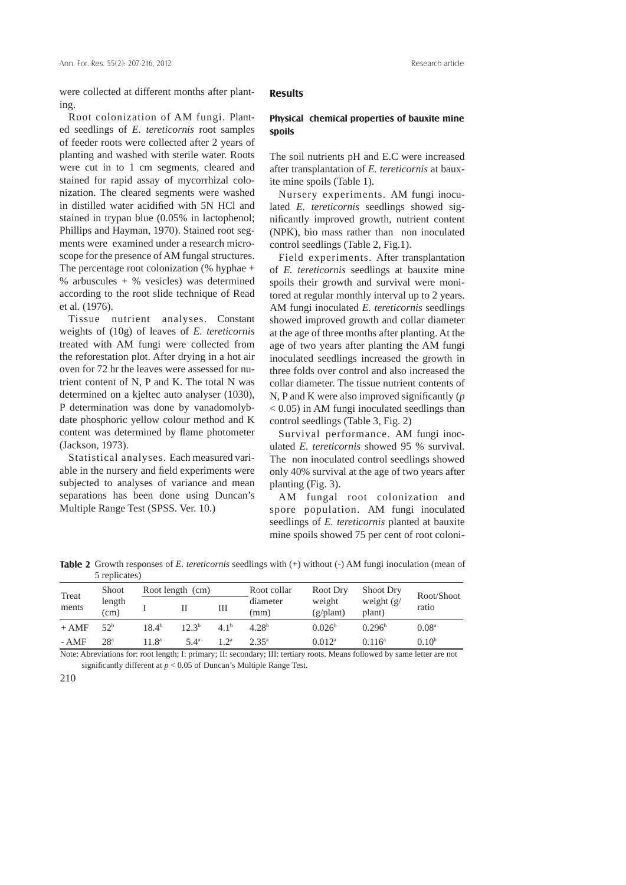were collected at different months after planting.

Root colonization of AM fungi. Planted seedlings of *E. tereticornis* root samples of feeder roots were collected after 2 years of planting and washed with sterile water. Roots were cut in to 1 cm segments, cleared and stained for rapid assay of mycorrhizal colonization. The cleared segments were washed in distilled water acidified with 5N HCl and stained in trypan blue (0.05% in lactophenol; Phillips and Hayman, 1970). Stained root segments were examined under a research microscope for the presence of AM fungal structures. The percentage root colonization (% hyphae + % arbuscules + % vesicles) was determined according to the root slide technique of Read et al. (1976).

Tissue nutrient analyses. Constant weights of (10g) of leaves of *E. tereticornis* treated with AM fungi were collected from the reforestation plot. After drying in a hot air oven for 72 hr the leaves were assessed for nutrient content of N, P and K. The total N was determined on a kjeltec auto analyser (1030), P determination was done by vanadomolybdate phosphoric yellow colour method and K content was determined by flame photometer (Jackson, 1973).

Statistical analyses. Each measured variable in the nursery and field experiments were subjected to analyses of variance and mean separations has been done using Duncan's Multiple Range Test (SPSS. Ver. 10.)

## Results

### Physical chemical properties of bauxite mine spoils

The soil nutrients pH and E.C were increased after transplantation of *E. tereticornis* at bauxite mine spoils (Table 1).

Nursery experiments. AM fungi inoculated *E. tereticornis* seedlings showed significantly improved growth, nutrient content (NPK), bio mass rather than non inoculated control seedlings (Table 2, Fig.1).

Field experiments. After transplantation of *E. tereticornis* seedlings at bauxite mine spoils their growth and survival were monitored at regular monthly interval up to 2 years. AM fungi inoculated *E. tereticornis* seedlings showed improved growth and collar diameter at the age of three months after planting. At the age of two years after planting the AM fungi inoculated seedlings increased the growth in three folds over control and also increased the collar diameter. The tissue nutrient contents of N, P and K were also improved significantly ($p < 0.05$) in AM fungi inoculated seedlings than control seedlings (Table 3, Fig. 2)

Survival performance. AM fungi inoculated *E. tereticornis* showed 95 % survival. The non inoculated control seedlings showed only 40% survival at the age of two years after planting (Fig. 3).

AM fungal root colonization and spore population. AM fungi inoculated seedlings of *E. tereticornis* planted at bauxite mine spoils showed 75 per cent of root coloni-

**Table 2** Growth responses of *E. tereticornis* seedlings with (+) without (-) AM fungi inoculation (mean of 5 replicates)

| Treatments | Shoot length (cm) | Root length (cm) | | | Root collar diameter (mm) | Root Dry weight (g/plant) | Shoot Dry weight (g/plant) | Root/Shoot ratio |
|---|---|---|---|---|---|---|---|---|
| | | I | II | III | | | | |
| + AMF | $52^{b}$ | $18.4^{b}$ | $12.3^{b}$ | $4.1^{b}$ | $4.28^{b}$ | $0.026^{b}$ | $0.296^{b}$ | $0.08^{a}$ |
| - AMF | $28^{a}$ | $11.8^{a}$ | $5.4^{a}$ | $1.2^{a}$ | $2.35^{a}$ | $0.012^{a}$ | $0.116^{a}$ | $0.10^{b}$ |

Note: Abreviations for: root length; I: primary; II: secondary; III: tertiary roots. Means followed by same letter are not significantly different at $p < 0.05$ of Duncan's Multiple Range Test.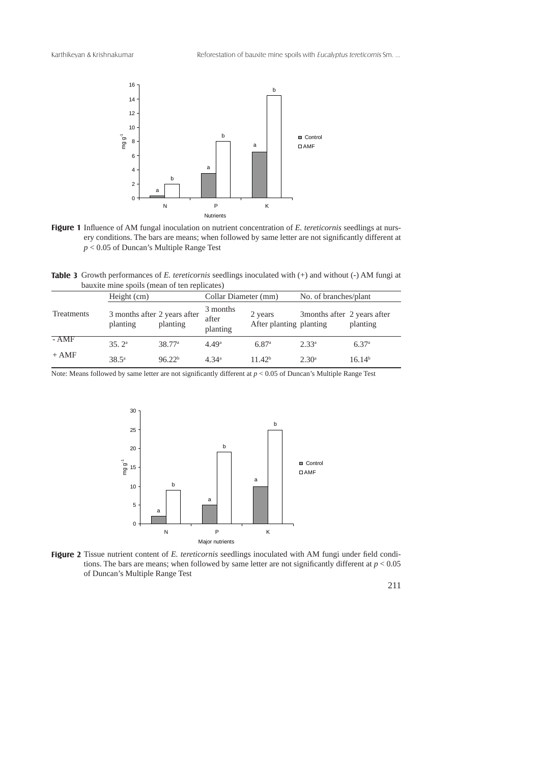**Figure 1** Influence of AM fungal inoculation on nutrient concentration of *E. tereticornis* seedlings at nursery conditions. The bars are means; when followed by same letter are not significantly different at $p < 0.05$ of Duncan's Multiple Range Test

**Table 3** Growth performances of *E. tereticornis* seedlings inoculated with (+) and without (-) AM fungi at bauxite mine spoils (mean of ten replicates)

| Treatments | Height (cm) | | Collar Diameter (mm) | | No. of branches/plant | |
|---|---|---|---|---|---|---|
| | 3 months after planting | 2 years after planting | 3 months after planting | 2 years After planting | 3months after planting | 2 years after planting |
| - AMF | 35. 2[a] | 38.77[a] | 4.49[a] | 6.87[a] | 2.33[a] | 6.37[a] |
| + AMF | 38.5[a] | 96.22[b] | 4.34[a] | 11.42[b] | 2.30[a] | 16.14[b] |

Note: Means followed by same letter are not significantly different at $p < 0.05$ of Duncan's Multiple Range Test

**Figure 2** Tissue nutrient content of *E. tereticornis* seedlings inoculated with AM fungi under field conditions. The bars are means; when followed by same letter are not significantly different at $p < 0.05$ of Duncan's Multiple Range Test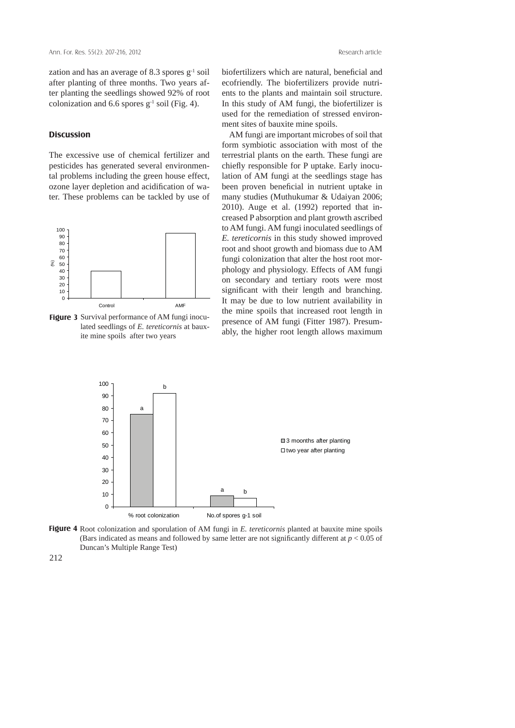zation and has an average of 8.3 spores $g^{-1}$ soil after planting of three months. Two years after planting the seedlings showed 92% of root colonization and 6.6 spores $g^{-1}$ soil (Fig. 4).

## Discussion

The excessive use of chemical fertilizer and pesticides has generated several environmental problems including the green house effect, ozone layer depletion and acidification of water. These problems can be tackled by use of biofertilizers which are natural, beneficial and ecofriendly. The biofertilizers provide nutrients to the plants and maintain soil structure. In this study of AM fungi, the biofertilizer is used for the remediation of stressed environment sites of bauxite mine spoils.

AM fungi are important microbes of soil that form symbiotic association with most of the terrestrial plants on the earth. These fungi are chiefly responsible for P uptake. Early inoculation of AM fungi at the seedlings stage has been proven beneficial in nutrient uptake in many studies (Muthukumar & Udaiyan 2006; 2010). Auge et al. (1992) reported that increased P absorption and plant growth ascribed to AM fungi. AM fungi inoculated seedlings of *E. tereticornis* in this study showed improved root and shoot growth and biomass due to AM fungi colonization that alter the host root morphology and physiology. Effects of AM fungi on secondary and tertiary roots were most significant with their length and branching. It may be due to low nutrient availability in the mine spoils that increased root length in presence of AM fungi (Fitter 1987). Presumably, the higher root length allows maximum

**Figure 3** Survival performance of AM fungi inoculated seedlings of *E. tereticornis* at bauxite mine spoils after two years

**Figure 4** Root colonization and sporulation of AM fungi in *E. tereticornis* planted at bauxite mine spoils (Bars indicated as means and followed by same letter are not significantly different at $p < 0.05$ of Duncan's Multiple Range Test)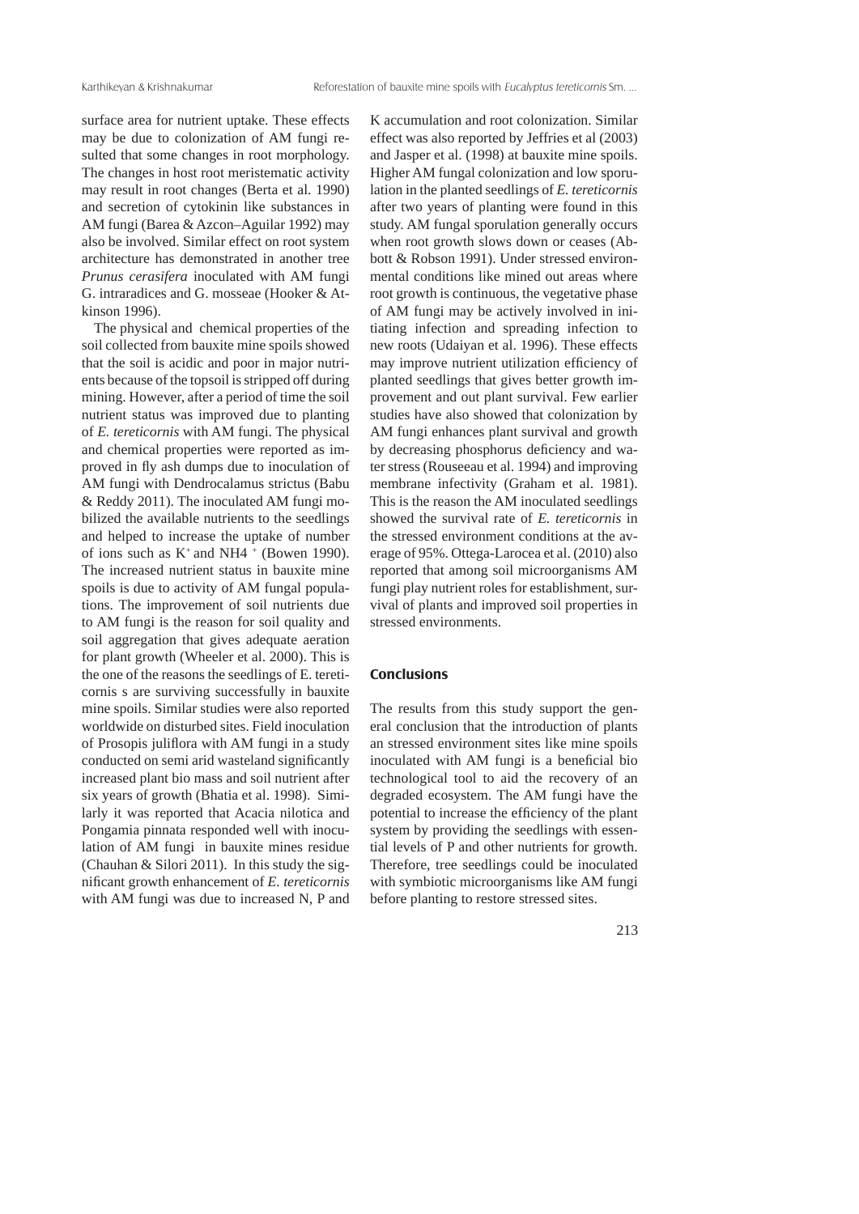surface area for nutrient uptake. These effects may be due to colonization of AM fungi resulted that some changes in root morphology. The changes in host root meristematic activity may result in root changes (Berta et al. 1990) and secretion of cytokinin like substances in AM fungi (Barea & Azcon–Aguilar 1992) may also be involved. Similar effect on root system architecture has demonstrated in another tree *Prunus cerasifera* inoculated with AM fungi G. intraradices and G. mosseae (Hooker & Atkinson 1996).

The physical and chemical properties of the soil collected from bauxite mine spoils showed that the soil is acidic and poor in major nutrients because of the topsoil is stripped off during mining. However, after a period of time the soil nutrient status was improved due to planting of *E. tereticornis* with AM fungi. The physical and chemical properties were reported as improved in fly ash dumps due to inoculation of AM fungi with Dendrocalamus strictus (Babu & Reddy 2011). The inoculated AM fungi mobilized the available nutrients to the seedlings and helped to increase the uptake of number of ions such as $K^{+}$ and NH4 $^{+}$ (Bowen 1990). The increased nutrient status in bauxite mine spoils is due to activity of AM fungal populations. The improvement of soil nutrients due to AM fungi is the reason for soil quality and soil aggregation that gives adequate aeration for plant growth (Wheeler et al. 2000). This is the one of the reasons the seedlings of E. tereticornis s are surviving successfully in bauxite mine spoils. Similar studies were also reported worldwide on disturbed sites. Field inoculation of Prosopis juliflora with AM fungi in a study conducted on semi arid wasteland significantly increased plant bio mass and soil nutrient after six years of growth (Bhatia et al. 1998). Similarly it was reported that Acacia nilotica and Pongamia pinnata responded well with inoculation of AM fungi in bauxite mines residue (Chauhan & Silori 2011). In this study the significant growth enhancement of *E. tereticornis* with AM fungi was due to increased N, P and K accumulation and root colonization. Similar effect was also reported by Jeffries et al (2003) and Jasper et al. (1998) at bauxite mine spoils. Higher AM fungal colonization and low sporulation in the planted seedlings of *E. tereticornis* after two years of planting were found in this study. AM fungal sporulation generally occurs when root growth slows down or ceases (Abbott & Robson 1991). Under stressed environmental conditions like mined out areas where root growth is continuous, the vegetative phase of AM fungi may be actively involved in initiating infection and spreading infection to new roots (Udaiyan et al. 1996). These effects may improve nutrient utilization efficiency of planted seedlings that gives better growth improvement and out plant survival. Few earlier studies have also showed that colonization by AM fungi enhances plant survival and growth by decreasing phosphorus deficiency and water stress (Rouseeau et al. 1994) and improving membrane infectivity (Graham et al. 1981). This is the reason the AM inoculated seedlings showed the survival rate of *E. tereticornis* in the stressed environment conditions at the average of 95%. Ottega-Larocea et al. (2010) also reported that among soil microorganisms AM fungi play nutrient roles for establishment, survival of plants and improved soil properties in stressed environments.

## Conclusions

The results from this study support the general conclusion that the introduction of plants an stressed environment sites like mine spoils inoculated with AM fungi is a beneficial bio technological tool to aid the recovery of an degraded ecosystem. The AM fungi have the potential to increase the efficiency of the plant system by providing the seedlings with essential levels of P and other nutrients for growth. Therefore, tree seedlings could be inoculated with symbiotic microorganisms like AM fungi before planting to restore stressed sites.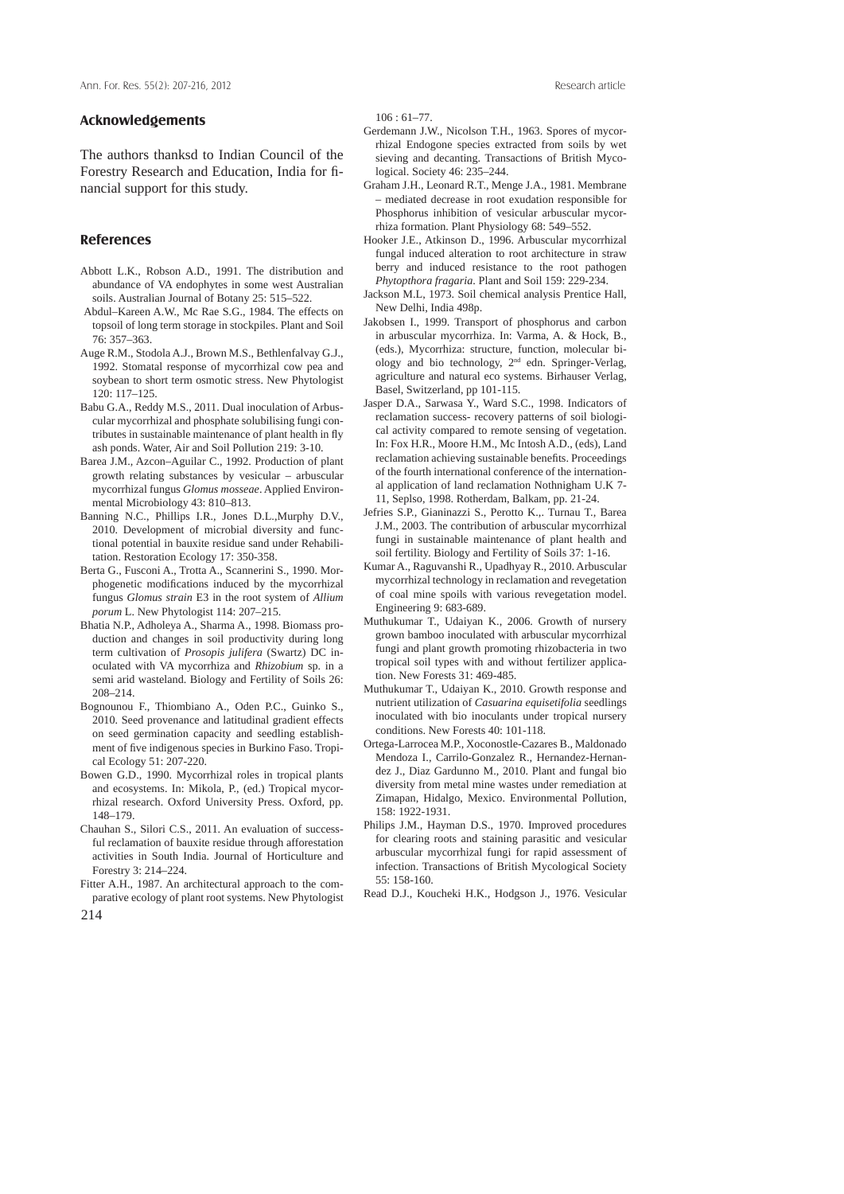## Acknowledgements

The authors thanksd to Indian Council of the Forestry Research and Education, India for financial support for this study.

## References

Abbott L.K., Robson A.D., 1991. The distribution and abundance of VA endophytes in some west Australian soils. Australian Journal of Botany 25: 515–522.

Abdul–Kareen A.W., Mc Rae S.G., 1984. The effects on topsoil of long term storage in stockpiles. Plant and Soil 76: 357–363.

Auge R.M., Stodola A.J., Brown M.S., Bethlenfalvay G.J., 1992. Stomatal response of mycorrhizal cow pea and soybean to short term osmotic stress. New Phytologist 120: 117–125.

Babu G.A., Reddy M.S., 2011. Dual inoculation of Arbuscular mycorrhizal and phosphate solubilising fungi contributes in sustainable maintenance of plant health in fly ash ponds. Water, Air and Soil Pollution 219: 3-10.

Barea J.M., Azcon–Aguilar C., 1992. Production of plant growth relating substances by vesicular – arbuscular mycorrhizal fungus *Glomus mosseae*. Applied Environmental Microbiology 43: 810–813.

Banning N.C., Phillips I.R., Jones D.L.,Murphy D.V., 2010. Development of microbial diversity and functional potential in bauxite residue sand under Rehabilitation. Restoration Ecology 17: 350-358.

Berta G., Fusconi A., Trotta A., Scannerini S., 1990. Morphogenetic modifications induced by the mycorrhizal fungus *Glomus strain* E3 in the root system of *Allium porum* L. New Phytologist 114: 207–215.

Bhatia N.P., Adholeya A., Sharma A., 1998. Biomass production and changes in soil productivity during long term cultivation of *Prosopis julifera* (Swartz) DC inoculated with VA mycorrhiza and *Rhizobium* sp. in a semi arid wasteland. Biology and Fertility of Soils 26: 208–214.

Bognounou F., Thiombiano A., Oden P.C., Guinko S., 2010. Seed provenance and latitudinal gradient effects on seed germination capacity and seedling establishment of five indigenous species in Burkino Faso. Tropical Ecology 51: 207-220.

Bowen G.D., 1990. Mycorrhizal roles in tropical plants and ecosystems. In: Mikola, P., (ed.) Tropical mycorrhizal research. Oxford University Press. Oxford, pp. 148–179.

Chauhan S., Silori C.S., 2011. An evaluation of successful reclamation of bauxite residue through afforestation activities in South India. Journal of Horticulture and Forestry 3: 214–224.

Fitter A.H., 1987. An architectural approach to the comparative ecology of plant root systems. New Phytologist 106 : 61–77.

Gerdemann J.W., Nicolson T.H., 1963. Spores of mycorrhizal Endogone species extracted from soils by wet sieving and decanting. Transactions of British Mycological. Society 46: 235–244.

Graham J.H., Leonard R.T., Menge J.A., 1981. Membrane – mediated decrease in root exudation responsible for Phosphorus inhibition of vesicular arbuscular mycorrhiza formation. Plant Physiology 68: 549–552.

Hooker J.E., Atkinson D., 1996. Arbuscular mycorrhizal fungal induced alteration to root architecture in straw berry and induced resistance to the root pathogen *Phytopthora fragaria*. Plant and Soil 159: 229-234.

Jackson M.L, 1973. Soil chemical analysis Prentice Hall, New Delhi, India 498p.

Jakobsen I., 1999. Transport of phosphorus and carbon in arbuscular mycorrhiza. In: Varma, A. & Hock, B., (eds.), Mycorrhiza: structure, function, molecular biology and bio technology, 2nd edn. Springer-Verlag, agriculture and natural eco systems. Birhauser Verlag, Basel, Switzerland, pp 101-115.

Jasper D.A., Sarwasa Y., Ward S.C., 1998. Indicators of reclamation success- recovery patterns of soil biological activity compared to remote sensing of vegetation. In: Fox H.R., Moore H.M., Mc Intosh A.D., (eds), Land reclamation achieving sustainable benefits. Proceedings of the fourth international conference of the international application of land reclamation Nothnigham U.K 7-11, Seplso, 1998. Rotherdam, Balkam, pp. 21-24.

Jefries S.P., Gianinazzi S., Perotto K.,. Turnau T., Barea J.M., 2003. The contribution of arbuscular mycorrhizal fungi in sustainable maintenance of plant health and soil fertility. Biology and Fertility of Soils 37: 1-16.

Kumar A., Raguvanshi R., Upadhyay R., 2010. Arbuscular mycorrhizal technology in reclamation and revegetation of coal mine spoils with various revegetation model. Engineering 9: 683-689.

Muthukumar T., Udaiyan K., 2006. Growth of nursery grown bamboo inoculated with arbuscular mycorrhizal fungi and plant growth promoting rhizobacteria in two tropical soil types with and without fertilizer application. New Forests 31: 469-485.

Muthukumar T., Udaiyan K., 2010. Growth response and nutrient utilization of *Casuarina equisetifolia* seedlings inoculated with bio inoculants under tropical nursery conditions. New Forests 40: 101-118.

Ortega-Larrocea M.P., Xoconostle-Cazares B., Maldonado Mendoza I., Carrilo-Gonzalez R., Hernandez-Hernandez J., Diaz Gardunno M., 2010. Plant and fungal bio diversity from metal mine wastes under remediation at Zimapan, Hidalgo, Mexico. Environmental Pollution, 158: 1922-1931.

Philips J.M., Hayman D.S., 1970. Improved procedures for clearing roots and staining parasitic and vesicular arbuscular mycorrhizal fungi for rapid assessment of infection. Transactions of British Mycological Society 55: 158-160.

Read D.J., Koucheki H.K., Hodgson J., 1976. Vesicular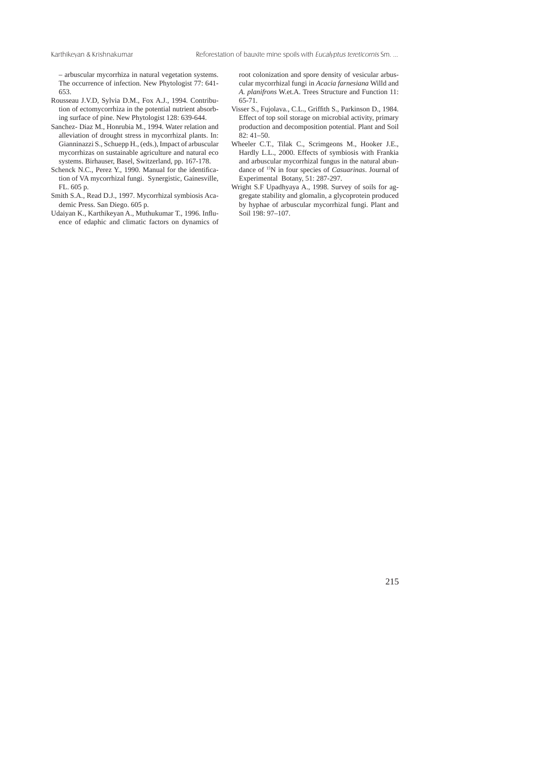– arbuscular mycorrhiza in natural vegetation systems. The occurrence of infection. New Phytologist 77: 641-653.

Rousseau J.V.D, Sylvia D.M., Fox A.J., 1994. Contribution of ectomycorrhiza in the potential nutrient absorbing surface of pine. New Phytologist 128: 639-644.

Sanchez- Diaz M., Honrubia M., 1994. Water relation and alleviation of drought stress in mycorrhizal plants. In: Gianninazzi S., Schuepp H., (eds.), Impact of arbuscular mycorrhizas on sustainable agriculture and natural eco systems. Birhauser, Basel, Switzerland, pp. 167-178.

Schenck N.C., Perez Y., 1990. Manual for the identification of VA mycorrhizal fungi. Synergistic, Gainesville, FL. 605 p.

Smith S.A., Read D.J., 1997. Mycorrhizal symbiosis Academic Press. San Diego. 605 p.

Udaiyan K., Karthikeyan A., Muthukumar T., 1996. Influence of edaphic and climatic factors on dynamics of root colonization and spore density of vesicular arbuscular mycorrhizal fungi in *Acacia farnesiana* Willd and *A. planifrons* W.et.A. Trees Structure and Function 11: 65-71.

Visser S., Fujolava., C.L., Griffith S., Parkinson D., 1984. Effect of top soil storage on microbial activity, primary production and decomposition potential. Plant and Soil 82: 41–50.

Wheeler C.T., Tilak C., Scrimgeons M., Hooker J.E., Hardly L.L., 2000. Effects of symbiosis with Frankia and arbuscular mycorrhizal fungus in the natural abundance of $^{15}$N in four species of *Casuarinas*. Journal of Experimental Botany, 51: 287-297.

Wright S.F Upadhyaya A., 1998. Survey of soils for aggregate stability and glomalin, a glycoprotein produced by hyphae of arbuscular mycorrhizal fungi. Plant and Soil 198: 97–107.